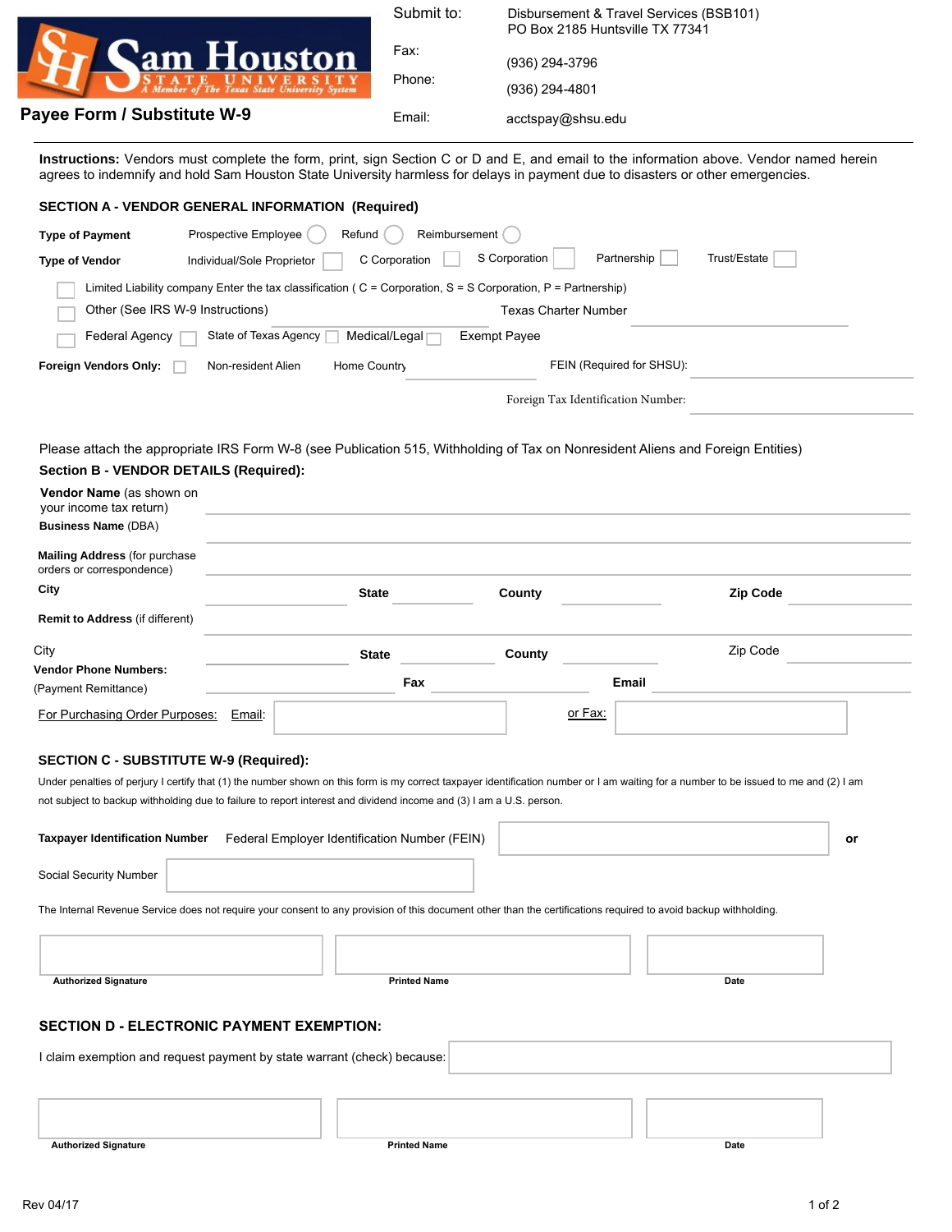Sam Houston State University — A Member of The Texas State University System

# Payee Form / Substitute W-9

| | |
|---|---|
| Submit to: | Disbursement & Travel Services (BSB101) PO Box 2185 Huntsville TX 77341 |
| Fax: | (936) 294-3796 |
| Phone: | (936) 294-4801 |
| Email: | acctspay@shsu.edu |

**Instructions:** Vendors must complete the form, print, sign Section C or D and E, and email to the information above. Vendor named herein agrees to indemnify and hold Sam Houston State University harmless for delays in payment due to disasters or other emergencies.

## SECTION A - VENDOR GENERAL INFORMATION (Required)

**Type of Payment** ☐ Prospective Employee ☐ Refund ☐ Reimbursement

**Type of Vendor** ☐ Individual/Sole Proprietor ☐ C Corporation ☐ S Corporation ☐ Partnership ☐ Trust/Estate

☐ Limited Liability company Enter the tax classification ( C = Corporation, S = S Corporation, P = Partnership)

☐ Other (See IRS W-9 Instructions) Texas Charter Number ______

☐ Federal Agency ☐ State of Texas Agency ☐ Medical/Legal ☐ Exempt Payee

**Foreign Vendors Only:** ☐ Non-resident Alien Home Country ______ FEIN (Required for SHSU): ______

Foreign Tax Identification Number: ______

Please attach the appropriate IRS Form W-8 (see Publication 515, Withholding of Tax on Nonresident Aliens and Foreign Entities)

## Section B - VENDOR DETAILS (Required):

**Vendor Name** (as shown on your income tax return) ______

**Business Name** (DBA) ______

**Mailing Address** (for purchase orders or correspondence) ______

**City** ______ **State** ______ **County** ______ **Zip Code** ______

**Remit to Address** (if different) ______

City ______ **State** ______ **County** ______ Zip Code ______

**Vendor Phone Numbers:** (Payment Remittance) ______ **Fax** ______ **Email** ______

For Purchasing Order Purposes: Email: ______ or Fax: ______

## SECTION C - SUBSTITUTE W-9 (Required):

Under penalties of perjury I certify that (1) the number shown on this form is my correct taxpayer identification number or I am waiting for a number to be issued to me and (2) I am not subject to backup withholding due to failure to report interest and dividend income and (3) I am a U.S. person.

**Taxpayer Identification Number** Federal Employer Identification Number (FEIN) ______ **or**

Social Security Number ______

The Internal Revenue Service does not require your consent to any provision of this document other than the certifications required to avoid backup withholding.

| **Authorized Signature** | **Printed Name** | **Date** |
|---|---|---|
| | | |

## SECTION D - ELECTRONIC PAYMENT EXEMPTION:

I claim exemption and request payment by state warrant (check) because: ______

| **Authorized Signature** | **Printed Name** | **Date** |
|---|---|---|
| | | |

Rev 04/17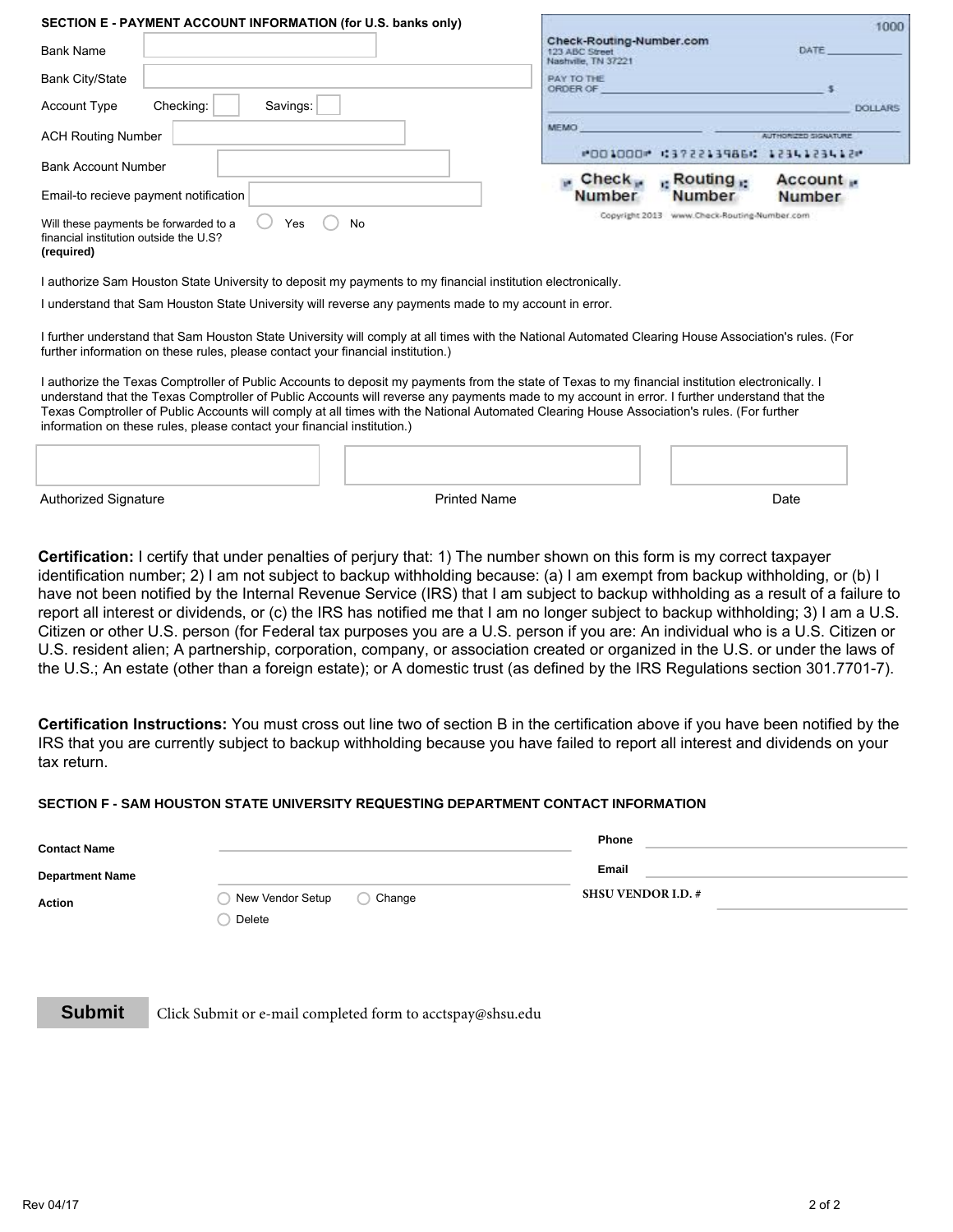**SECTION E - PAYMENT ACCOUNT INFORMATION (for U.S. banks only)**

Bank Name

Bank City/State

Account Type   Checking:   Savings:

ACH Routing Number

Bank Account Number

Email-to recieve payment notification

Will these payments be forwarded to a financial institution outside the U.S? **(required)**   Yes   No

Check-Routing-Number.com
123 ABC Street
Nashville, TN 37221

1000

DATE

PAY TO THE ORDER OF   $

DOLLARS

MEMO   AUTHORIZED SIGNATURE

⑈001000⑈ ⑆372213986⑆ 1234123412⑈

Check Number   Routing Number   Account Number

Copyright 2013 www.Check-Routing-Number.com

I authorize Sam Houston State University to deposit my payments to my financial institution electronically.

I understand that Sam Houston State University will reverse any payments made to my account in error.

I further understand that Sam Houston State University will comply at all times with the National Automated Clearing House Association's rules. (For further information on these rules, please contact your financial institution.)

I authorize the Texas Comptroller of Public Accounts to deposit my payments from the state of Texas to my financial institution electronically. I understand that the Texas Comptroller of Public Accounts will reverse any payments made to my account in error. I further understand that the Texas Comptroller of Public Accounts will comply at all times with the National Automated Clearing House Association's rules. (For further information on these rules, please contact your financial institution.)

| Authorized Signature | Printed Name | Date |
|---|---|---|
| | | |

**Certification:** I certify that under penalties of perjury that: 1) The number shown on this form is my correct taxpayer identification number; 2) I am not subject to backup withholding because: (a) I am exempt from backup withholding, or (b) I have not been notified by the Internal Revenue Service (IRS) that I am subject to backup withholding as a result of a failure to report all interest or dividends, or (c) the IRS has notified me that I am no longer subject to backup withholding; 3) I am a U.S. Citizen or other U.S. person (for Federal tax purposes you are a U.S. person if you are: An individual who is a U.S. Citizen or U.S. resident alien; A partnership, corporation, company, or association created or organized in the U.S. or under the laws of the U.S.; An estate (other than a foreign estate); or A domestic trust (as defined by the IRS Regulations section 301.7701-7).

**Certification Instructions:** You must cross out line two of section B in the certification above if you have been notified by the IRS that you are currently subject to backup withholding because you have failed to report all interest and dividends on your tax return.

**SECTION F - SAM HOUSTON STATE UNIVERSITY REQUESTING DEPARTMENT CONTACT INFORMATION**

**Contact Name** ______________________   **Phone** ______________________

**Department Name** ______________________   **Email** ______________________

**Action**   New Vendor Setup   Change   Delete   **SHSU VENDOR I.D. #** ______________________

**Submit**   Click Submit or e-mail completed form to acctspay@shsu.edu

Rev 04/17